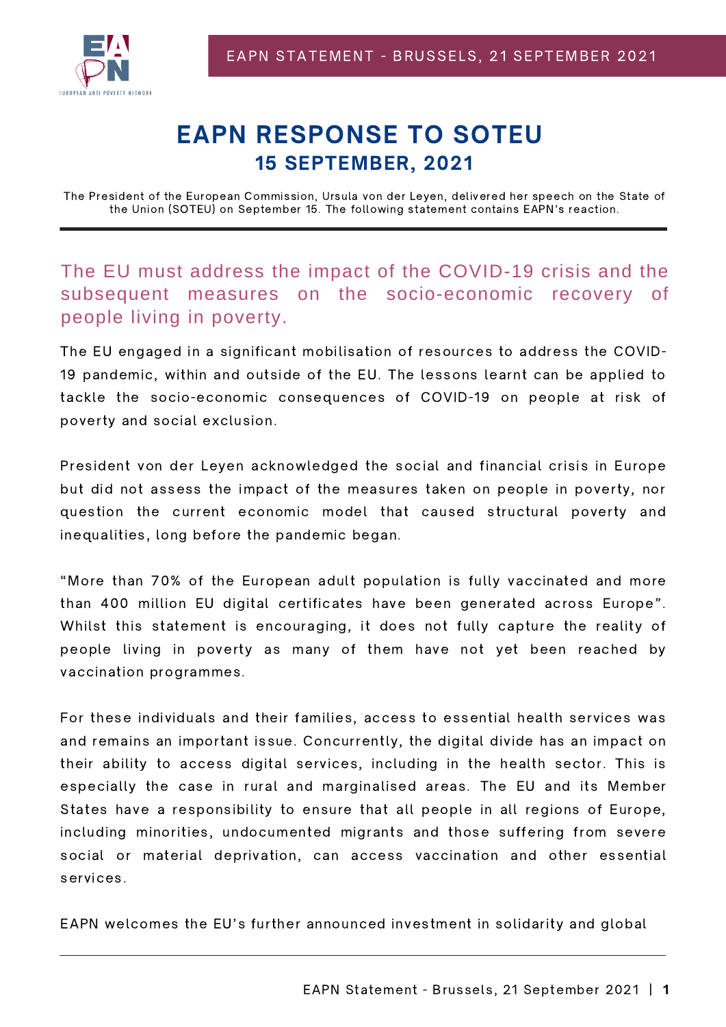# EAPN RESPONSE TO SOTEU

## 15 SEPTEMBER, 2021

The President of the European Commission, Ursula von der Leyen, delivered her speech on the State of the Union (SOTEU) on September 15. The following statement contains EAPN's reaction.

---

### The EU must address the impact of the COVID-19 crisis and the subsequent measures on the socio-economic recovery of people living in poverty.

The EU engaged in a significant mobilisation of resources to address the COVID-19 pandemic, within and outside of the EU. The lessons learnt can be applied to tackle the socio-economic consequences of COVID-19 on people at risk of poverty and social exclusion.

President von der Leyen acknowledged the social and financial crisis in Europe but did not assess the impact of the measures taken on people in poverty, nor question the current economic model that caused structural poverty and inequalities, long before the pandemic began.

"More than 70% of the European adult population is fully vaccinated and more than 400 million EU digital certificates have been generated across Europe". Whilst this statement is encouraging, it does not fully capture the reality of people living in poverty as many of them have not yet been reached by vaccination programmes.

For these individuals and their families, access to essential health services was and remains an important issue. Concurrently, the digital divide has an impact on their ability to access digital services, including in the health sector. This is especially the case in rural and marginalised areas. The EU and its Member States have a responsibility to ensure that all people in all regions of Europe, including minorities, undocumented migrants and those suffering from severe social or material deprivation, can access vaccination and other essential services.

EAPN welcomes the EU's further announced investment in solidarity and global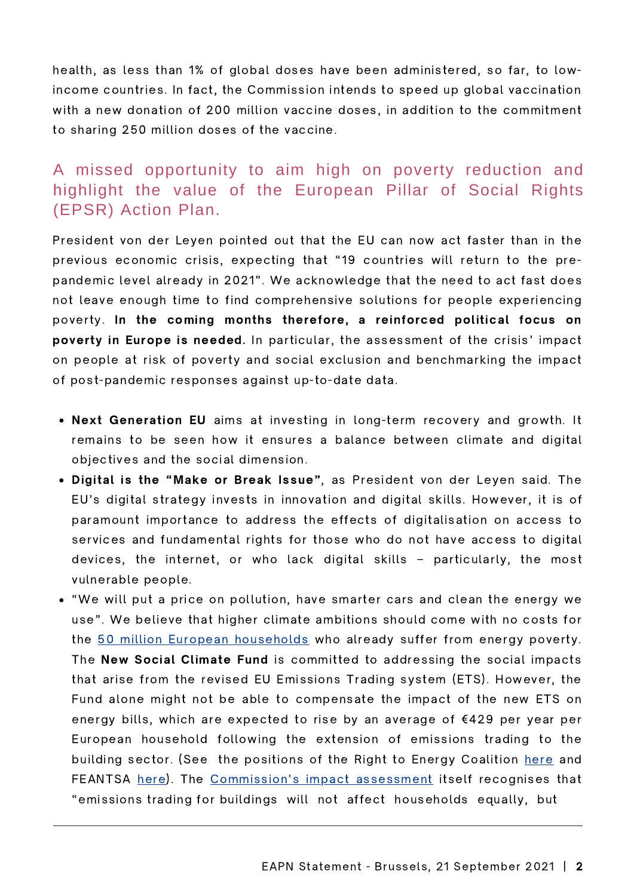health, as less than 1% of global doses have been administered, so far, to low-income countries. In fact, the Commission intends to speed up global vaccination with a new donation of 200 million vaccine doses, in addition to the commitment to sharing 250 million doses of the vaccine.

## A missed opportunity to aim high on poverty reduction and highlight the value of the European Pillar of Social Rights (EPSR) Action Plan.

President von der Leyen pointed out that the EU can now act faster than in the previous economic crisis, expecting that "19 countries will return to the pre-pandemic level already in 2021". We acknowledge that the need to act fast does not leave enough time to find comprehensive solutions for people experiencing poverty. **In the coming months therefore, a reinforced political focus on poverty in Europe is needed.** In particular, the assessment of the crisis' impact on people at risk of poverty and social exclusion and benchmarking the impact of post-pandemic responses against up-to-date data.

- **Next Generation EU** aims at investing in long-term recovery and growth. It remains to be seen how it ensures a balance between climate and digital objectives and the social dimension.
- **Digital is the "Make or Break Issue"**, as President von der Leyen said. The EU's digital strategy invests in innovation and digital skills. However, it is of paramount importance to address the effects of digitalisation on access to services and fundamental rights for those who do not have access to digital devices, the internet, or who lack digital skills – particularly, the most vulnerable people.
- "We will put a price on pollution, have smarter cars and clean the energy we use". We believe that higher climate ambitions should come with no costs for the 50 million European households who already suffer from energy poverty. The **New Social Climate Fund** is committed to addressing the social impacts that arise from the revised EU Emissions Trading system (ETS). However, the Fund alone might not be able to compensate the impact of the new ETS on energy bills, which are expected to rise by an average of €429 per year per European household following the extension of emissions trading to the building sector. (See the positions of the Right to Energy Coalition here and FEANTSA here). The Commission's impact assessment itself recognises that "emissions trading for buildings will not affect households equally, but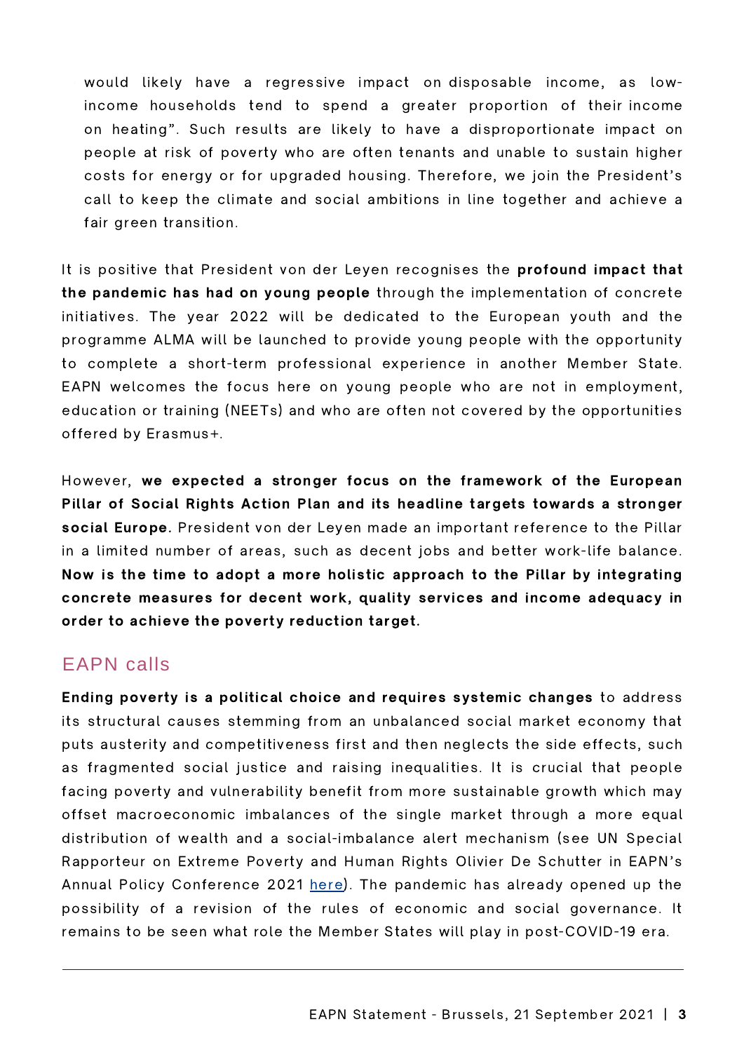would likely have a regressive impact on disposable income, as low-income households tend to spend a greater proportion of their income on heating". Such results are likely to have a disproportionate impact on people at risk of poverty who are often tenants and unable to sustain higher costs for energy or for upgraded housing. Therefore, we join the President's call to keep the climate and social ambitions in line together and achieve a fair green transition.

It is positive that President von der Leyen recognises the **profound impact that the pandemic has had on young people** through the implementation of concrete initiatives. The year 2022 will be dedicated to the European youth and the programme ALMA will be launched to provide young people with the opportunity to complete a short-term professional experience in another Member State. EAPN welcomes the focus here on young people who are not in employment, education or training (NEETs) and who are often not covered by the opportunities offered by Erasmus+.

However, **we expected a stronger focus on the framework of the European Pillar of Social Rights Action Plan and its headline targets towards a stronger social Europe.** President von der Leyen made an important reference to the Pillar in a limited number of areas, such as decent jobs and better work-life balance. **Now is the time to adopt a more holistic approach to the Pillar by integrating concrete measures for decent work, quality services and income adequacy in order to achieve the poverty reduction target.**

## EAPN calls

**Ending poverty is a political choice and requires systemic changes** to address its structural causes stemming from an unbalanced social market economy that puts austerity and competitiveness first and then neglects the side effects, such as fragmented social justice and raising inequalities. It is crucial that people facing poverty and vulnerability benefit from more sustainable growth which may offset macroeconomic imbalances of the single market through a more equal distribution of wealth and a social-imbalance alert mechanism (see UN Special Rapporteur on Extreme Poverty and Human Rights Olivier De Schutter in EAPN's Annual Policy Conference 2021 here). The pandemic has already opened up the possibility of a revision of the rules of economic and social governance. It remains to be seen what role the Member States will play in post-COVID-19 era.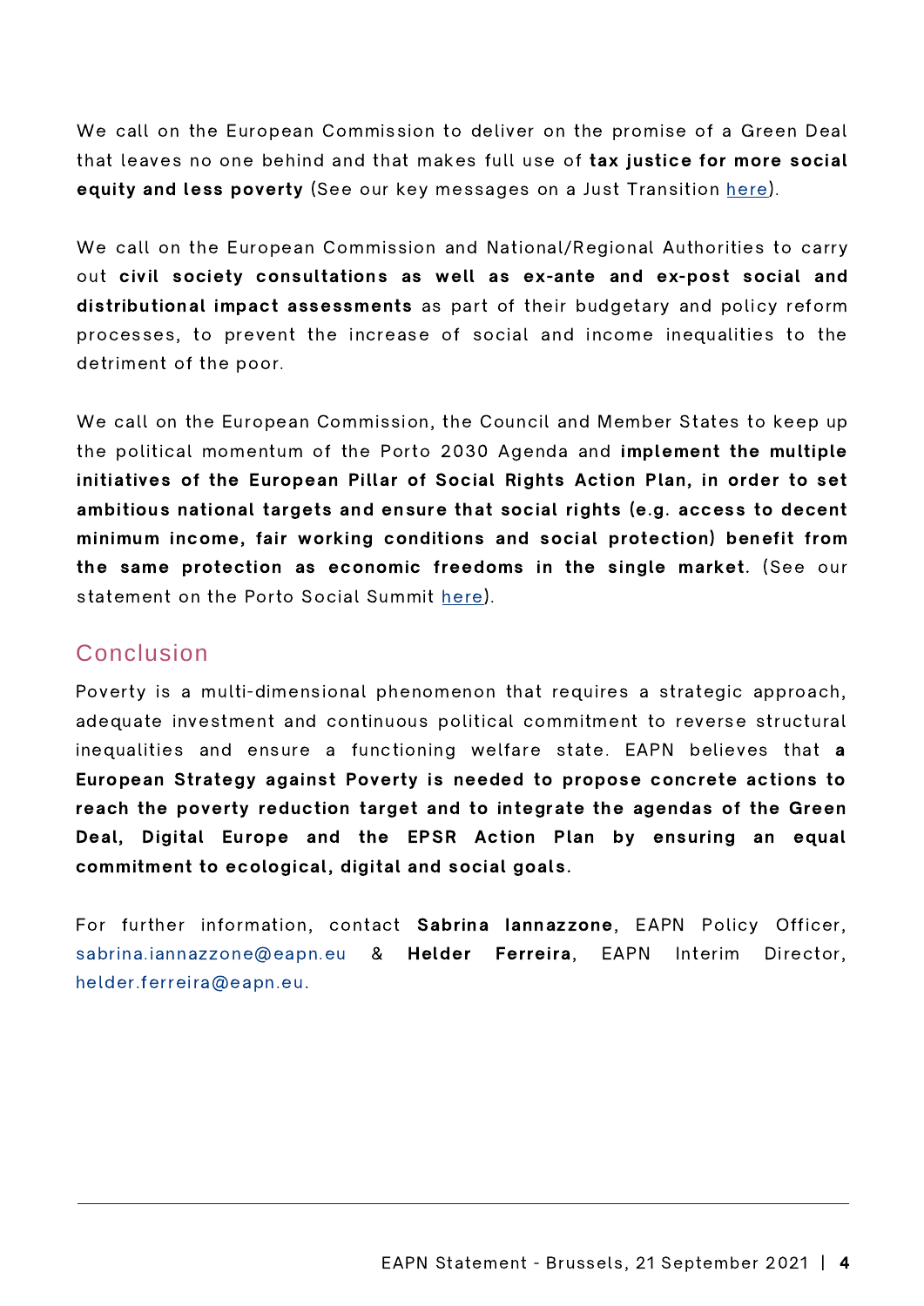We call on the European Commission to deliver on the promise of a Green Deal that leaves no one behind and that makes full use of **tax justice for more social equity and less poverty** (See our key messages on a Just Transition [here](here)).

We call on the European Commission and National/Regional Authorities to carry out **civil society consultations as well as ex-ante and ex-post social and distributional impact assessments** as part of their budgetary and policy reform processes, to prevent the increase of social and income inequalities to the detriment of the poor.

We call on the European Commission, the Council and Member States to keep up the political momentum of the Porto 2030 Agenda and **implement the multiple initiatives of the European Pillar of Social Rights Action Plan, in order to set ambitious national targets and ensure that social rights (e.g. access to decent minimum income, fair working conditions and social protection) benefit from the same protection as economic freedoms in the single market**. (See our statement on the Porto Social Summit [here](here)).

## Conclusion

Poverty is a multi-dimensional phenomenon that requires a strategic approach, adequate investment and continuous political commitment to reverse structural inequalities and ensure a functioning welfare state. EAPN believes that **a European Strategy against Poverty is needed to propose concrete actions to reach the poverty reduction target and to integrate the agendas of the Green Deal, Digital Europe and the EPSR Action Plan by ensuring an equal commitment to ecological, digital and social goals.**

For further information, contact **Sabrina Iannazzone**, EAPN Policy Officer, sabrina.iannazzone@eapn.eu & **Helder Ferreira**, EAPN Interim Director, helder.ferreira@eapn.eu.